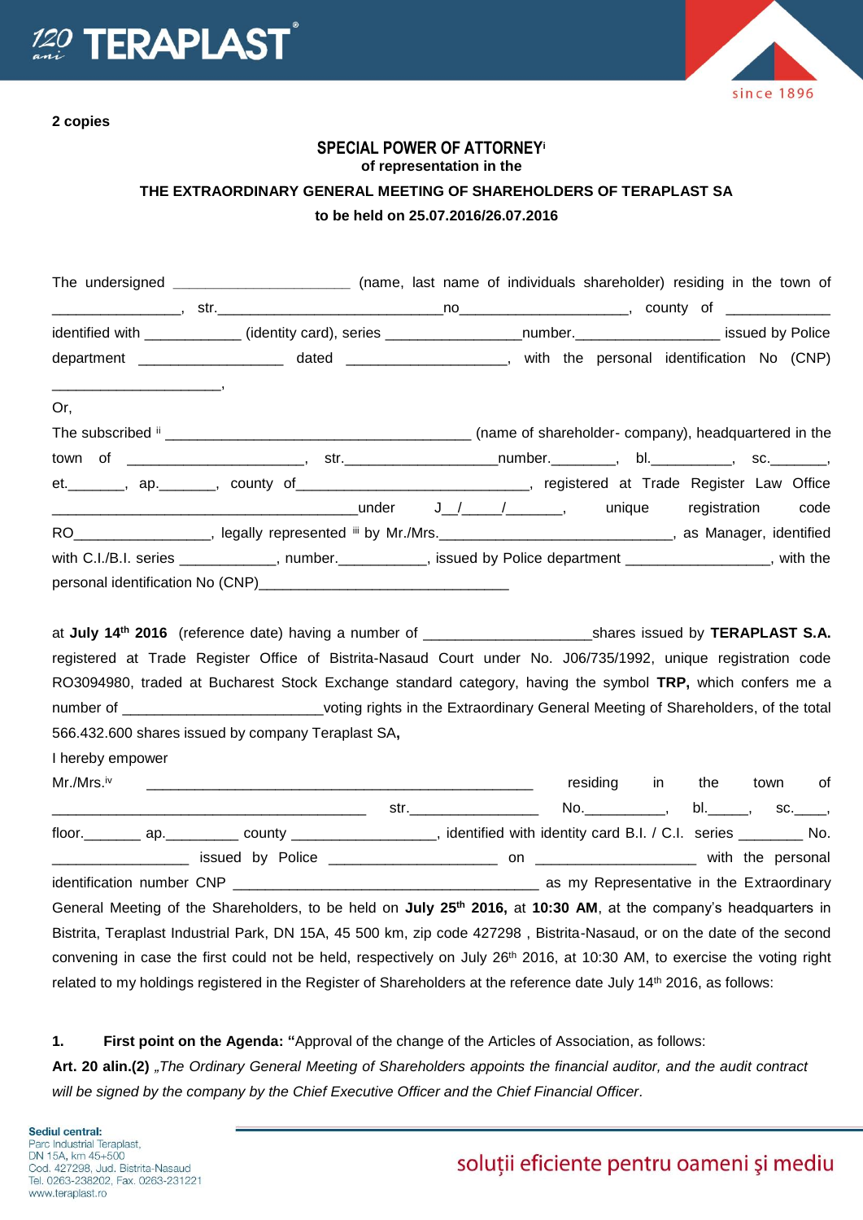**2 copies**

# SPECIAL POWER OF ATTORNEY[i]

**of representation in the**

**THE EXTRAORDINARY GENERAL MEETING OF SHAREHOLDERS OF TERAPLAST SA**

**to be held on 25.07.2016/26.07.2016**

The undersigned ____________________ (name, last name of individuals shareholder) residing in the town of _______________, str.__________________________no___________________, county of ____________ identified with ___________ (identity card), series ________________number.________________ issued by Police department _________________ dated ___________________, with the personal identification No (CNP) ____________________,

Or,

The subscribed [ii] ___________________________________ (name of shareholder- company), headquartered in the town of _____________________, str._________________number.________, bl.__________, sc._______, et._______, ap._______, county of____________________________, registered at Trade Register Law Office ____________________________________under J__/_____/_______, unique registration code RO________________, legally represented [iii] by Mr./Mrs._____________________________, as Manager, identified with C.I./B.I. series ___________, number.__________, issued by Police department _________________, with the personal identification No (CNP)______________________________

at **July 14th 2016** (reference date) having a number of ___________________shares issued by **TERAPLAST S.A.** registered at Trade Register Office of Bistrita-Nasaud Court under No. J06/735/1992, unique registration code RO3094980, traded at Bucharest Stock Exchange standard category, having the symbol **TRP,** which confers me a number of _______________________voting rights in the Extraordinary General Meeting of Shareholders, of the total 566.432.600 shares issued by company Teraplast SA**,**

I hereby empower

Mr./Mrs.[iv] ______________________________________________ residing in the town of _____________________________________ str._______________ No.__________, bl._____, sc.____, floor._______ ap._________ county _________________, identified with identity card B.I. / C.I. series ________ No. ________________ issued by Police ____________________ on ___________________ with the personal identification number CNP ___________________________________ as my Representative in the Extraordinary General Meeting of the Shareholders, to be held on **July 25th 2016,** at **10:30 AM**, at the company's headquarters in Bistrita, Teraplast Industrial Park, DN 15A, 45 500 km, zip code 427298 , Bistrita-Nasaud, or on the date of the second convening in case the first could not be held, respectively on July 26th 2016, at 10:30 AM, to exercise the voting right related to my holdings registered in the Register of Shareholders at the reference date July 14th 2016, as follows:

**1. First point on the Agenda: "**Approval of the change of the Articles of Association, as follows:

**Art. 20 alin.(2)** *„The Ordinary General Meeting of Shareholders appoints the financial auditor, and the audit contract will be signed by the company by the Chief Executive Officer and the Chief Financial Officer.*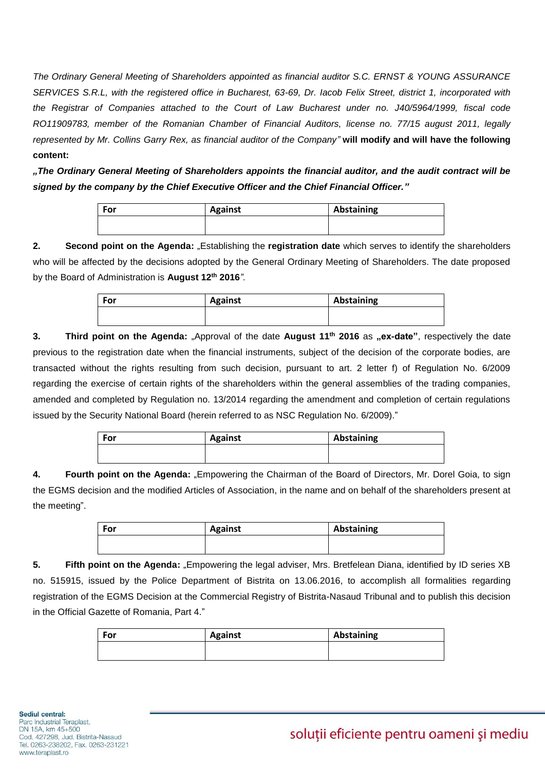*The Ordinary General Meeting of Shareholders appointed as financial auditor S.C. ERNST & YOUNG ASSURANCE SERVICES S.R.L, with the registered office in Bucharest, 63-69, Dr. Iacob Felix Street, district 1, incorporated with the Registrar of Companies attached to the Court of Law Bucharest under no. J40/5964/1999, fiscal code RO11909783, member of the Romanian Chamber of Financial Auditors, license no. 77/15 august 2011, legally represented by Mr. Collins Garry Rex, as financial auditor of the Company"* **will modify and will have the following content:**

***„The Ordinary General Meeting of Shareholders appoints the financial auditor, and the audit contract will be signed by the company by the Chief Executive Officer and the Chief Financial Officer."***

| For | Against | Abstaining |
|---|---|---|
| | | |

**2. Second point on the Agenda:** „Establishing the **registration date** which serves to identify the shareholders who will be affected by the decisions adopted by the General Ordinary Meeting of Shareholders. The date proposed by the Board of Administration is **August 12th 2016***".*

| For | Against | Abstaining |
|---|---|---|
| | | |

**3. Third point on the Agenda:** „Approval of the date **August 11th 2016** as **„ex-date"**, respectively the date previous to the registration date when the financial instruments, subject of the decision of the corporate bodies, are transacted without the rights resulting from such decision, pursuant to art. 2 letter f) of Regulation No. 6/2009 regarding the exercise of certain rights of the shareholders within the general assemblies of the trading companies, amended and completed by Regulation no. 13/2014 regarding the amendment and completion of certain regulations issued by the Security National Board (herein referred to as NSC Regulation No. 6/2009)."

| For | Against | Abstaining |
|---|---|---|
| | | |

**4. Fourth point on the Agenda:** „Empowering the Chairman of the Board of Directors, Mr. Dorel Goia, to sign the EGMS decision and the modified Articles of Association, in the name and on behalf of the shareholders present at the meeting".

| For | Against | Abstaining |
|---|---|---|
| | | |

**5. Fifth point on the Agenda:** „Empowering the legal adviser, Mrs. Bretfelean Diana, identified by ID series XB no. 515915, issued by the Police Department of Bistrita on 13.06.2016, to accomplish all formalities regarding registration of the EGMS Decision at the Commercial Registry of Bistrita-Nasaud Tribunal and to publish this decision in the Official Gazette of Romania, Part 4."

| For | Against | Abstaining |
|---|---|---|
| | | |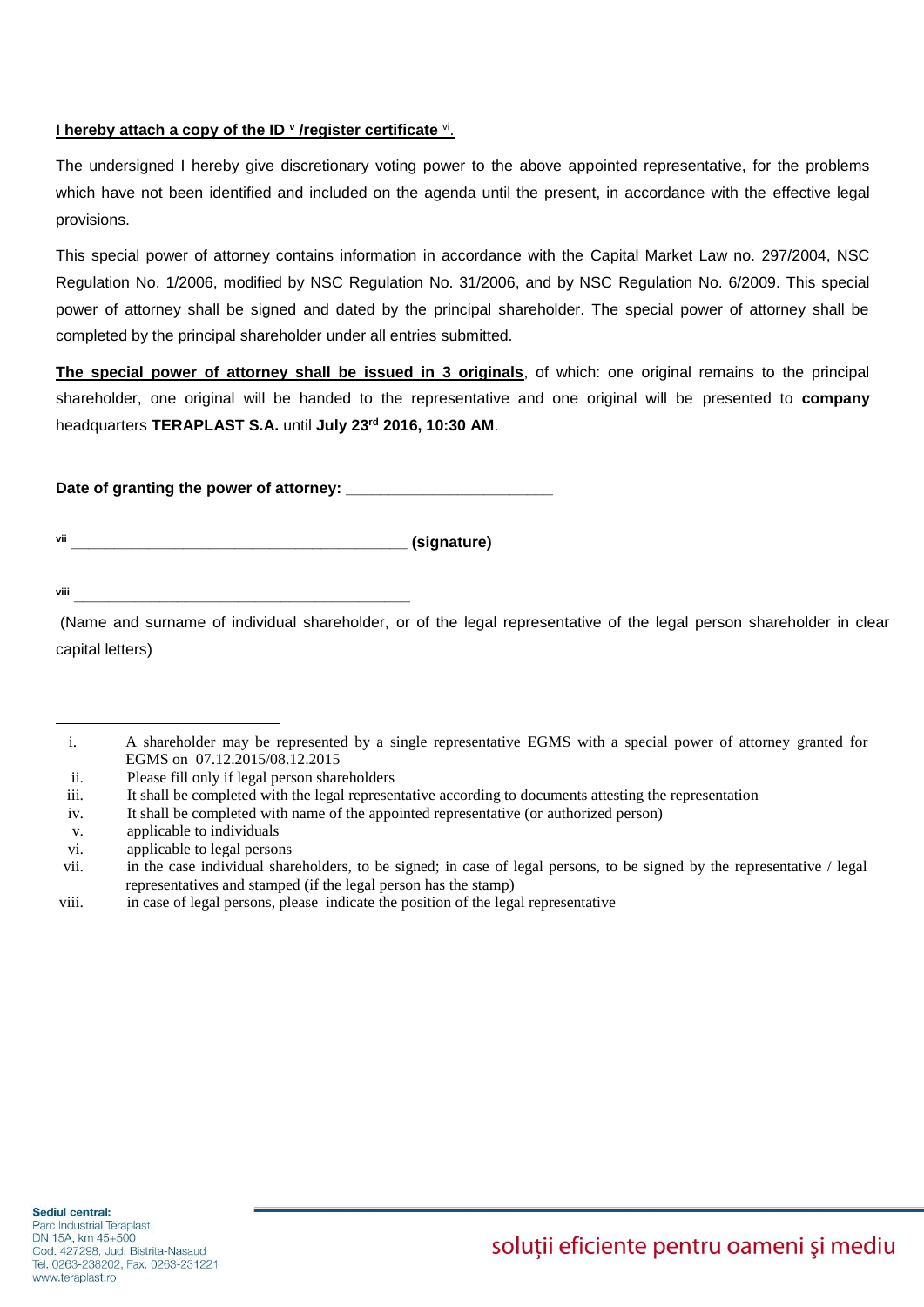**I hereby attach a copy of the ID [v] /register certificate [vi].**

The undersigned I hereby give discretionary voting power to the above appointed representative, for the problems which have not been identified and included on the agenda until the present, in accordance with the effective legal provisions.

This special power of attorney contains information in accordance with the Capital Market Law no. 297/2004, NSC Regulation No. 1/2006, modified by NSC Regulation No. 31/2006, and by NSC Regulation No. 6/2009. This special power of attorney shall be signed and dated by the principal shareholder. The special power of attorney shall be completed by the principal shareholder under all entries submitted.

**The special power of attorney shall be issued in 3 originals**, of which: one original remains to the principal shareholder, one original will be handed to the representative and one original will be presented to **company** headquarters **TERAPLAST S.A.** until **July 23rd 2016, 10:30 AM**.

**Date of granting the power of attorney: \_\_\_\_\_\_\_\_\_\_\_\_\_\_\_\_\_\_\_\_\_\_\_\_**

[vii] \_\_\_\_\_\_\_\_\_\_\_\_\_\_\_\_\_\_\_\_\_\_\_\_\_\_\_\_\_\_\_\_\_\_\_\_\_\_\_\_ **(signature)**

[viii] \_\_\_\_\_\_\_\_\_\_\_\_\_\_\_\_\_\_\_\_\_\_\_\_\_\_\_\_\_\_\_\_\_\_\_\_\_\_\_\_

(Name and surname of individual shareholder, or of the legal representative of the legal person shareholder in clear capital letters)

---

i. A shareholder may be represented by a single representative EGMS with a special power of attorney granted for EGMS on 07.12.2015/08.12.2015
ii. Please fill only if legal person shareholders
iii. It shall be completed with the legal representative according to documents attesting the representation
iv. It shall be completed with name of the appointed representative (or authorized person)
v. applicable to individuals
vi. applicable to legal persons
vii. in the case individual shareholders, to be signed; in case of legal persons, to be signed by the representative / legal representatives and stamped (if the legal person has the stamp)
viii. in case of legal persons, please indicate the position of the legal representative